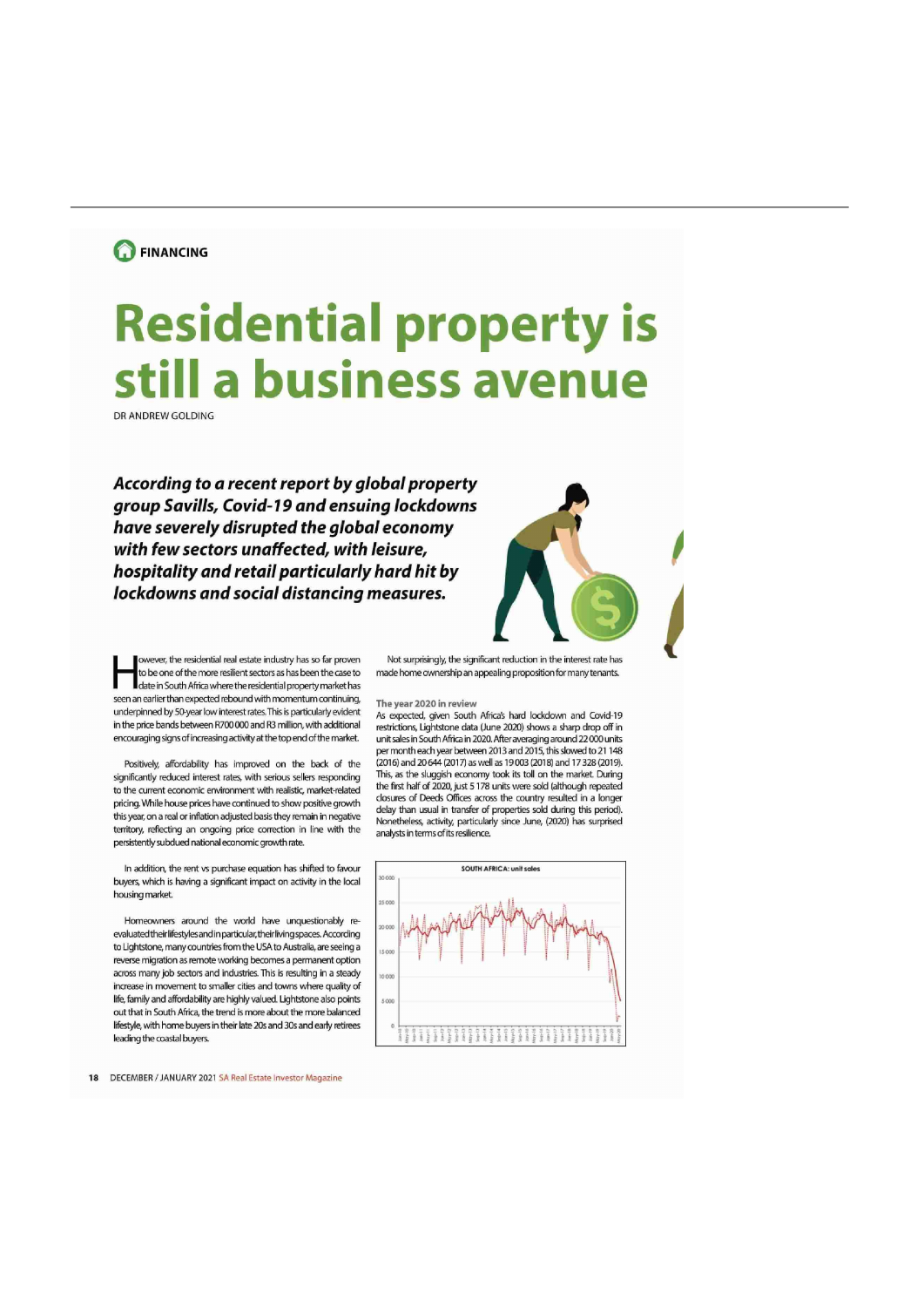FINANCING

# Residential property is still a business avenue

DR ANDREW GOLDING

***According to a recent report by global property group Savills, Covid-19 and ensuing lockdowns have severely disrupted the global economy with few sectors unaffected, with leisure, hospitality and retail particularly hard hit by lockdowns and social distancing measures.***

However, the residential real estate industry has so far proven to be one of the more resilient sectors as has been the case to date in South Africa where the residential property market has seen an earlier than expected rebound with momentum continuing, underpinned by 50-year low interest rates. This is particularly evident in the price bands between R700 000 and R3 million, with additional encouraging signs of increasing activity at the top end of the market.

Positively, affordability has improved on the back of the significantly reduced interest rates, with serious sellers responding to the current economic environment with realistic, market-related pricing. While house prices have continued to show positive growth this year, on a real or inflation adjusted basis they remain in negative territory, reflecting an ongoing price correction in line with the persistently subdued national economic growth rate.

In addition, the rent vs purchase equation has shifted to favour buyers, which is having a significant impact on activity in the local housing market.

Homeowners around the world have unquestionably re-evaluated their lifestyles and in particular, their living spaces. According to Lightstone, many countries from the USA to Australia, are seeing a reverse migration as remote working becomes a permanent option across many job sectors and industries. This is resulting in a steady increase in movement to smaller cities and towns where quality of life, family and affordability are highly valued. Lightstone also points out that in South Africa, the trend is more about the more balanced lifestyle, with home buyers in their late 20s and 30s and early retirees leading the coastal buyers.

Not surprisingly, the significant reduction in the interest rate has made home ownership an appealing proposition for many tenants.

### The year 2020 in review

As expected, given South Africa's hard lockdown and Covid-19 restrictions, Lightstone data (June 2020) shows a sharp drop off in unit sales in South Africa in 2020. After averaging around 22 000 units per month each year between 2013 and 2015, this slowed to 21 148 (2016) and 20 644 (2017) as well as 19 003 (2018) and 17 328 (2019). This, as the sluggish economy took its toll on the market. During the first half of 2020, just 5 178 units were sold (although repeated closures of Deeds Offices across the country resulted in a longer delay than usual in transfer of properties sold during this period). Nonetheless, activity, particularly since June, (2020) has surprised analysts in terms of its resilience.

SOUTH AFRICA: unit sales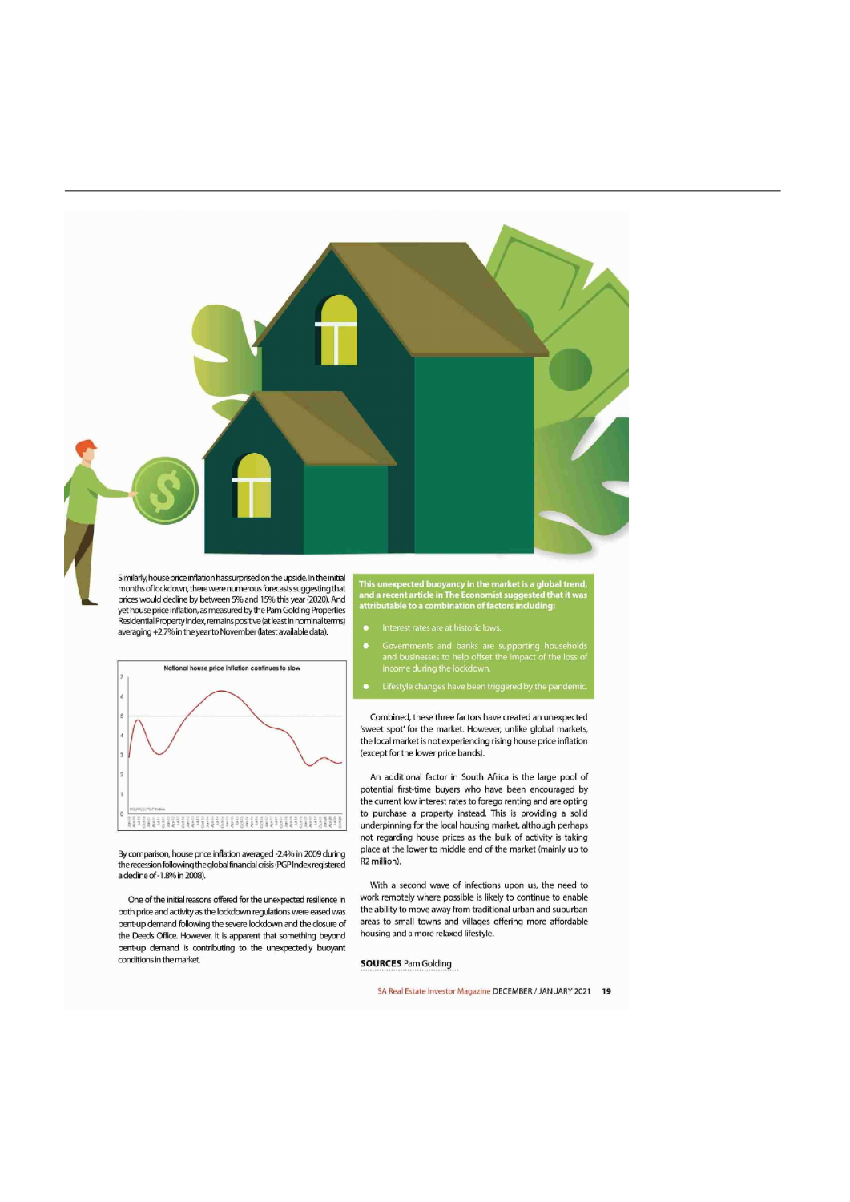Similarly, house price inflation has surprised on the upside. In the initial months of lockdown, there were numerous forecasts suggesting that prices would decline by between 5% and 15% this year (2020). And yet house price inflation, as measured by the Pam Golding Properties Residential Property Index, remains positive (at least in nominal terms) averaging +2.7% in the year to November (latest available data).

National house price inflation continues to slow

7
6
5
4
3
2
1
0

SOURCE: PGP Index

By comparison, house price inflation averaged -2.4% in 2009 during the recession following the global financial crisis (PGP Index registered a decline of -1.8% in 2008).

One of the initial reasons offered for the unexpected resilience in both price and activity as the lockdown regulations were eased was pent-up demand following the severe lockdown and the closure of the Deeds Office. However, it is apparent that something beyond pent-up demand is contributing to the unexpectedly buoyant conditions in the market.

**This unexpected buoyancy in the market is a global trend, and a recent article in The Economist suggested that it was attributable to a combination of factors including:**

- Interest rates are at historic lows.
- Governments and banks are supporting households and businesses to help offset the impact of the loss of income during the lockdown.
- Lifestyle changes have been triggered by the pandemic.

Combined, these three factors have created an unexpected 'sweet spot' for the market. However, unlike global markets, the local market is not experiencing rising house price inflation (except for the lower price bands).

An additional factor in South Africa is the large pool of potential first-time buyers who have been encouraged by the current low interest rates to forego renting and are opting to purchase a property instead. This is providing a solid underpinning for the local housing market, although perhaps not regarding house prices as the bulk of activity is taking place at the lower to middle end of the market (mainly up to R2 million).

With a second wave of infections upon us, the need to work remotely where possible is likely to continue to enable the ability to move away from traditional urban and suburban areas to small towns and villages offering more affordable housing and a more relaxed lifestyle.

**SOURCES** Pam Golding